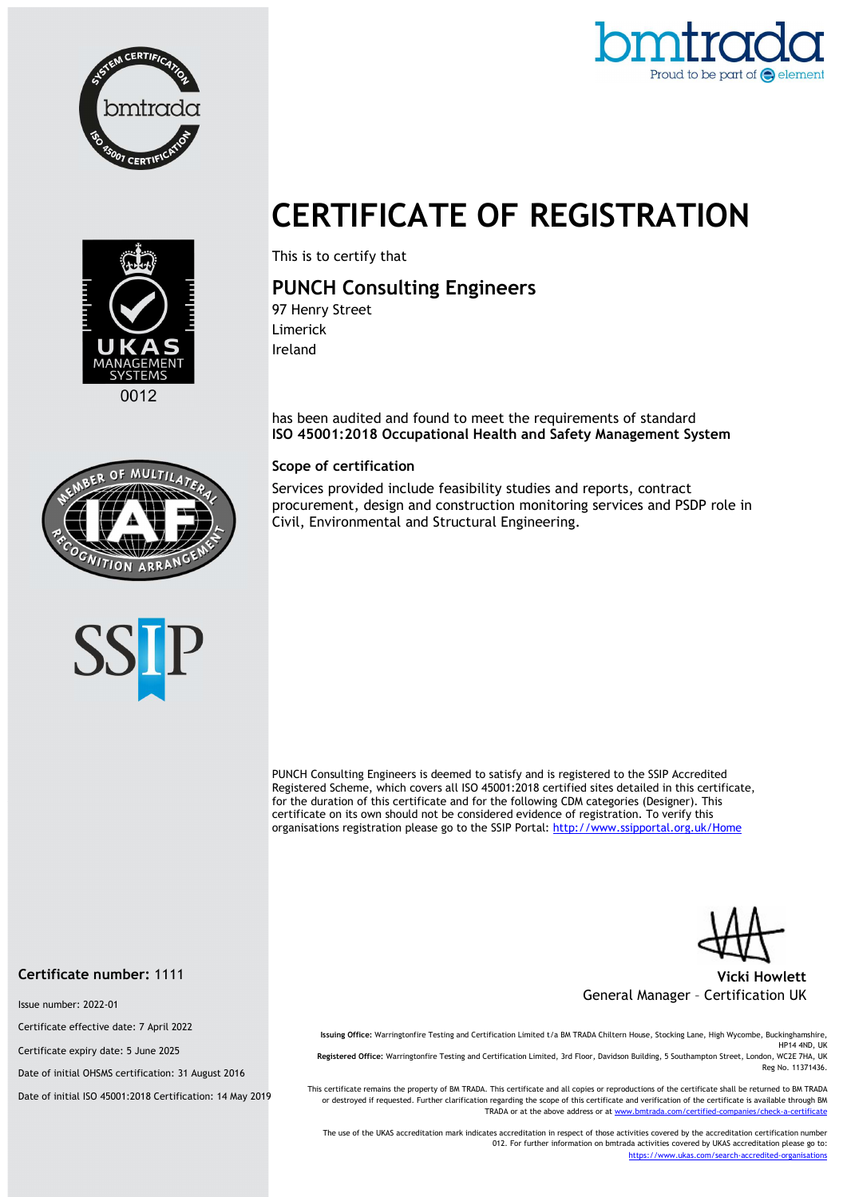# CERTIFICATE OF REGISTRATION

This is to certify that

## PUNCH Consulting Engineers

97 Henry Street
Limerick
Ireland

has been audited and found to meet the requirements of standard
**ISO 45001:2018 Occupational Health and Safety Management System**

### Scope of certification

Services provided include feasibility studies and reports, contract procurement, design and construction monitoring services and PSDP role in Civil, Environmental and Structural Engineering.

PUNCH Consulting Engineers is deemed to satisfy and is registered to the SSIP Accredited Registered Scheme, which covers all ISO 45001:2018 certified sites detailed in this certificate, for the duration of this certificate and for the following CDM categories (Designer). This certificate on its own should not be considered evidence of registration. To verify this organisations registration please go to the SSIP Portal: http://www.ssipportal.org.uk/Home

**Vicki Howlett**
General Manager – Certification UK

**Certificate number:** 1111

Issue number: 2022-01

Certificate effective date: 7 April 2022

Certificate expiry date: 5 June 2025

Date of initial OHSMS certification: 31 August 2016

Date of initial ISO 45001:2018 Certification: 14 May 2019

**Issuing Office:** Warringtonfire Testing and Certification Limited t/a BM TRADA Chiltern House, Stocking Lane, High Wycombe, Buckinghamshire, HP14 4ND, UK
**Registered Office:** Warringtonfire Testing and Certification Limited, 3rd Floor, Davidson Building, 5 Southampton Street, London, WC2E 7HA, UK Reg No. 11371436.

This certificate remains the property of BM TRADA. This certificate and all copies or reproductions of the certificate shall be returned to BM TRADA or destroyed if requested. Further clarification regarding the scope of this certificate and verification of the certificate is available through BM TRADA or at the above address or at www.bmtrada.com/certified-companies/check-a-certificate

The use of the UKAS accreditation mark indicates accreditation in respect of those activities covered by the accreditation certification number 012. For further information on bmtrada activities covered by UKAS accreditation please go to: https://www.ukas.com/search-accredited-organisations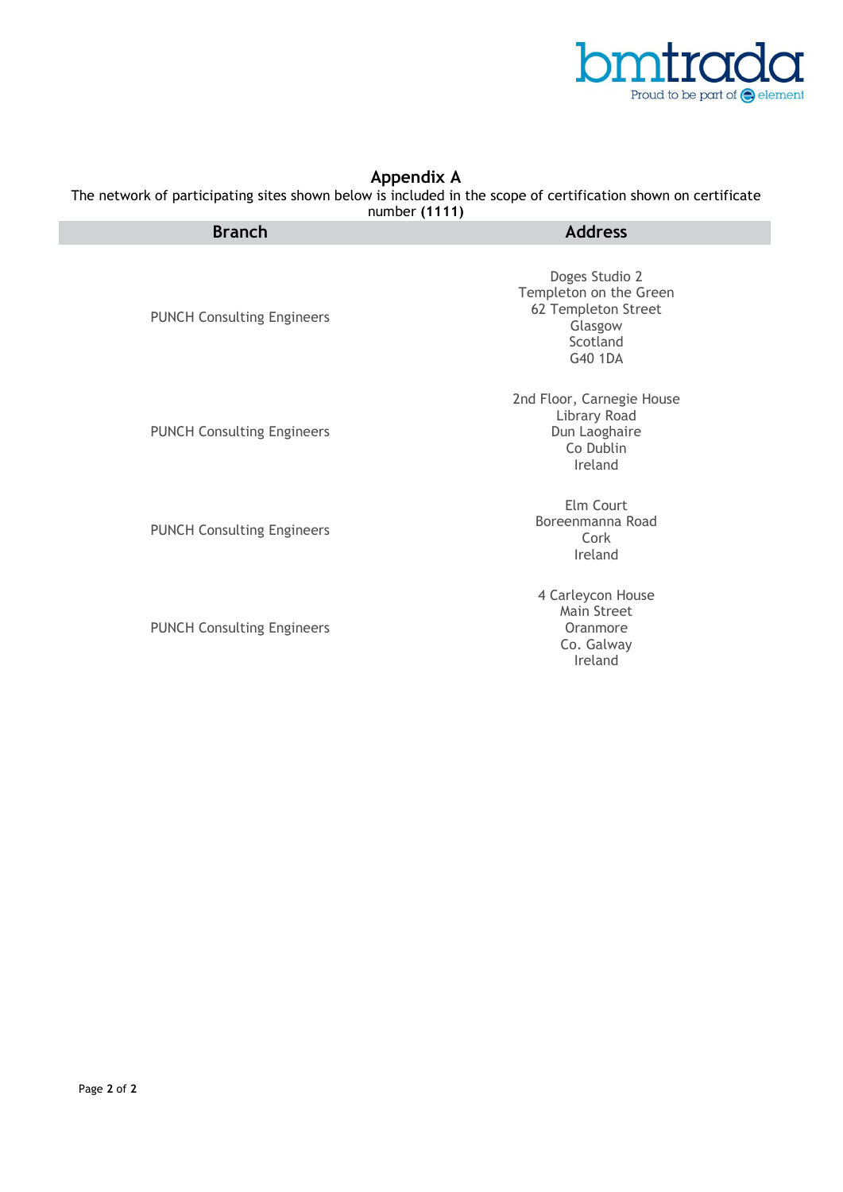# Appendix A

The network of participating sites shown below is included in the scope of certification shown on certificate number **(1111)**

| Branch | Address |
|---|---|
| PUNCH Consulting Engineers | Doges Studio 2<br>Templeton on the Green<br>62 Templeton Street<br>Glasgow<br>Scotland<br>G40 1DA |
| PUNCH Consulting Engineers | 2nd Floor, Carnegie House<br>Library Road<br>Dun Laoghaire<br>Co Dublin<br>Ireland |
| PUNCH Consulting Engineers | Elm Court<br>Boreenmanna Road<br>Cork<br>Ireland |
| PUNCH Consulting Engineers | 4 Carleycon House<br>Main Street<br>Oranmore<br>Co. Galway<br>Ireland |